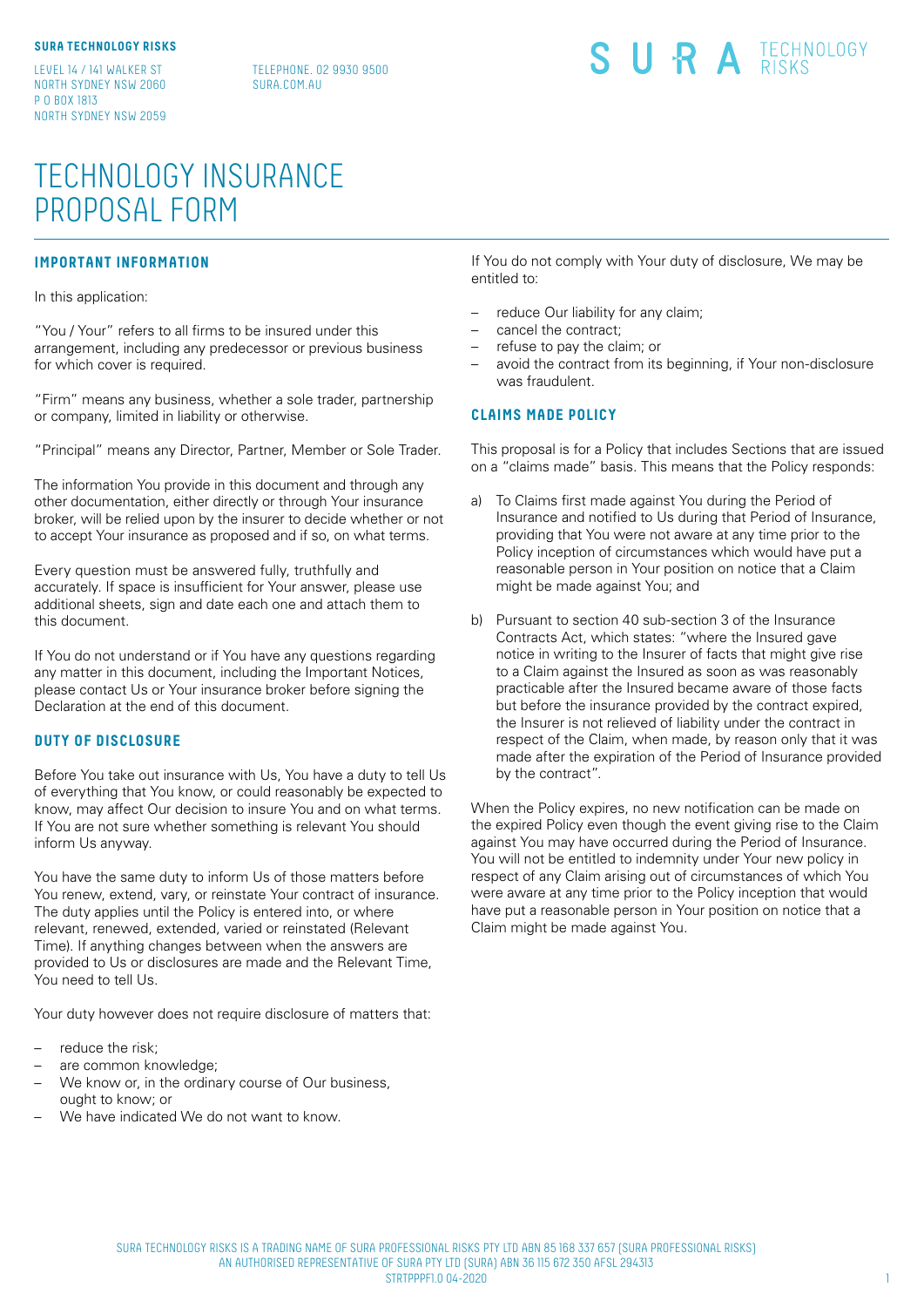**SURA TECHNOLOGY RISKS**

LEVEL 14 / 141 WALKER ST
NORTH SYDNEY NSW 2060
P O BOX 1813
NORTH SYDNEY NSW 2059

TELEPHONE. 02 9930 9500
SURA.COM.AU

SURA TECHNOLOGY RISKS

# TECHNOLOGY INSURANCE PROPOSAL FORM

## IMPORTANT INFORMATION

In this application:

"You / Your" refers to all firms to be insured under this arrangement, including any predecessor or previous business for which cover is required.

"Firm" means any business, whether a sole trader, partnership or company, limited in liability or otherwise.

"Principal" means any Director, Partner, Member or Sole Trader.

The information You provide in this document and through any other documentation, either directly or through Your insurance broker, will be relied upon by the insurer to decide whether or not to accept Your insurance as proposed and if so, on what terms.

Every question must be answered fully, truthfully and accurately. If space is insufficient for Your answer, please use additional sheets, sign and date each one and attach them to this document.

If You do not understand or if You have any questions regarding any matter in this document, including the Important Notices, please contact Us or Your insurance broker before signing the Declaration at the end of this document.

## DUTY OF DISCLOSURE

Before You take out insurance with Us, You have a duty to tell Us of everything that You know, or could reasonably be expected to know, may affect Our decision to insure You and on what terms. If You are not sure whether something is relevant You should inform Us anyway.

You have the same duty to inform Us of those matters before You renew, extend, vary, or reinstate Your contract of insurance. The duty applies until the Policy is entered into, or where relevant, renewed, extended, varied or reinstated (Relevant Time). If anything changes between when the answers are provided to Us or disclosures are made and the Relevant Time, You need to tell Us.

Your duty however does not require disclosure of matters that:

- reduce the risk;
- are common knowledge;
- We know or, in the ordinary course of Our business, ought to know; or
- We have indicated We do not want to know.

If You do not comply with Your duty of disclosure, We may be entitled to:

- reduce Our liability for any claim;
- cancel the contract;
- refuse to pay the claim; or
- avoid the contract from its beginning, if Your non-disclosure was fraudulent.

## CLAIMS MADE POLICY

This proposal is for a Policy that includes Sections that are issued on a "claims made" basis. This means that the Policy responds:

a) To Claims first made against You during the Period of Insurance and notified to Us during that Period of Insurance, providing that You were not aware at any time prior to the Policy inception of circumstances which would have put a reasonable person in Your position on notice that a Claim might be made against You; and

b) Pursuant to section 40 sub-section 3 of the Insurance Contracts Act, which states: "where the Insured gave notice in writing to the Insurer of facts that might give rise to a Claim against the Insured as soon as was reasonably practicable after the Insured became aware of those facts but before the insurance provided by the contract expired, the Insurer is not relieved of liability under the contract in respect of the Claim, when made, by reason only that it was made after the expiration of the Period of Insurance provided by the contract".

When the Policy expires, no new notification can be made on the expired Policy even though the event giving rise to the Claim against You may have occurred during the Period of Insurance. You will not be entitled to indemnity under Your new policy in respect of any Claim arising out of circumstances of which You were aware at any time prior to the Policy inception that would have put a reasonable person in Your position on notice that a Claim might be made against You.

SURA TECHNOLOGY RISKS IS A TRADING NAME OF SURA PROFESSIONAL RISKS PTY LTD ABN 85 168 337 657 (SURA PROFESSIONAL RISKS)
AN AUTHORISED REPRESENTATIVE OF SURA PTY LTD (SURA) ABN 36 115 672 350 AFSL 294313
STRTPPPF1.0 04-2020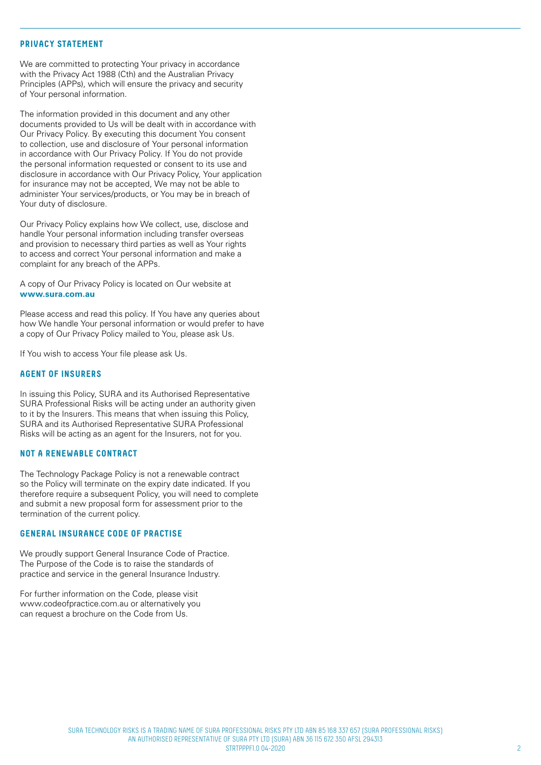## PRIVACY STATEMENT

We are committed to protecting Your privacy in accordance with the Privacy Act 1988 (Cth) and the Australian Privacy Principles (APPs), which will ensure the privacy and security of Your personal information.

The information provided in this document and any other documents provided to Us will be dealt with in accordance with Our Privacy Policy. By executing this document You consent to collection, use and disclosure of Your personal information in accordance with Our Privacy Policy. If You do not provide the personal information requested or consent to its use and disclosure in accordance with Our Privacy Policy, Your application for insurance may not be accepted, We may not be able to administer Your services/products, or You may be in breach of Your duty of disclosure.

Our Privacy Policy explains how We collect, use, disclose and handle Your personal information including transfer overseas and provision to necessary third parties as well as Your rights to access and correct Your personal information and make a complaint for any breach of the APPs.

A copy of Our Privacy Policy is located on Our website at **www.sura.com.au**

Please access and read this policy. If You have any queries about how We handle Your personal information or would prefer to have a copy of Our Privacy Policy mailed to You, please ask Us.

If You wish to access Your file please ask Us.

## AGENT OF INSURERS

In issuing this Policy, SURA and its Authorised Representative SURA Professional Risks will be acting under an authority given to it by the Insurers. This means that when issuing this Policy, SURA and its Authorised Representative SURA Professional Risks will be acting as an agent for the Insurers, not for you.

## NOT A RENEWABLE CONTRACT

The Technology Package Policy is not a renewable contract so the Policy will terminate on the expiry date indicated. If you therefore require a subsequent Policy, you will need to complete and submit a new proposal form for assessment prior to the termination of the current policy.

## GENERAL INSURANCE CODE OF PRACTISE

We proudly support General Insurance Code of Practice. The Purpose of the Code is to raise the standards of practice and service in the general Insurance Industry.

For further information on the Code, please visit www.codeofpractice.com.au or alternatively you can request a brochure on the Code from Us.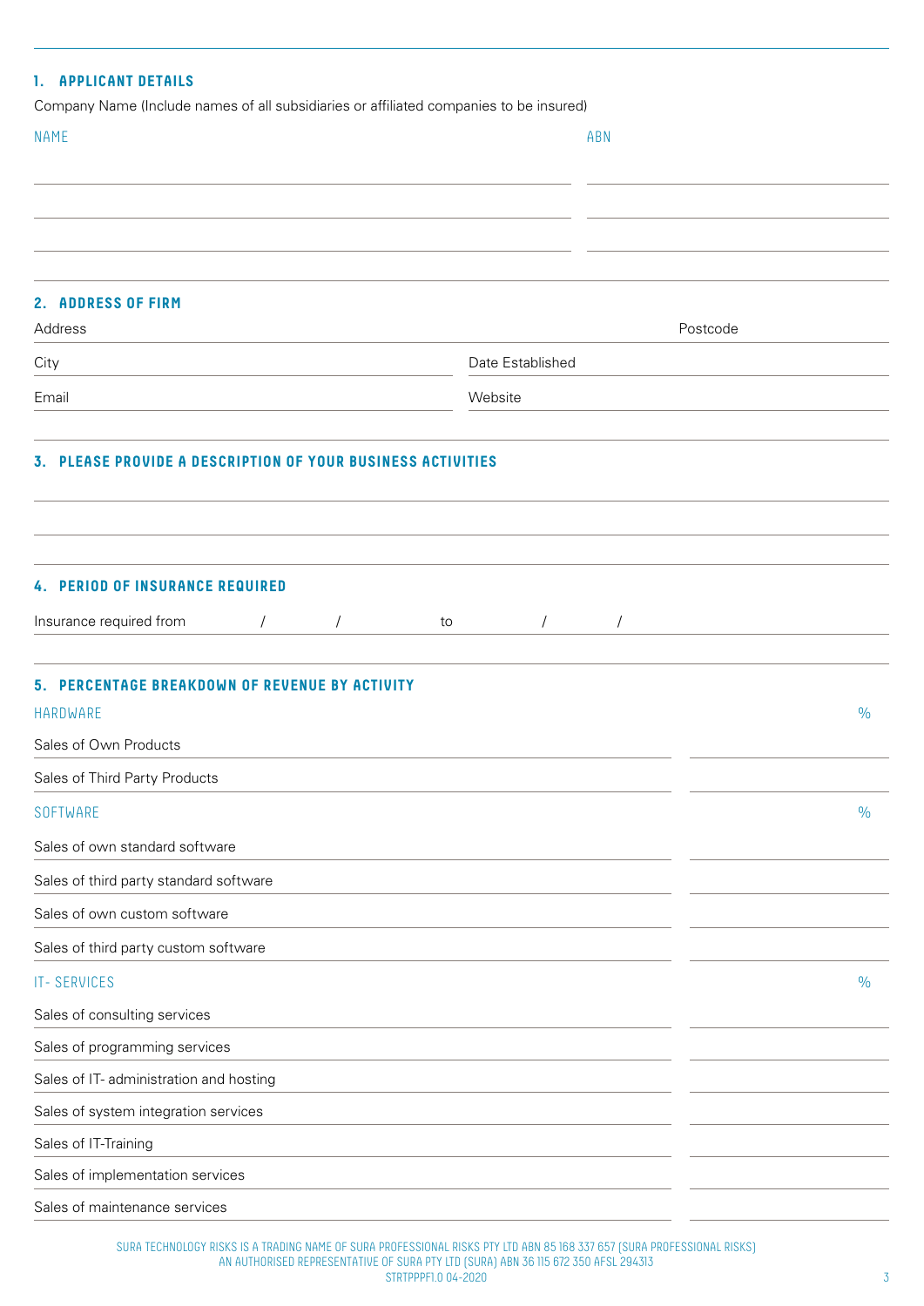## 1. APPLICANT DETAILS

Company Name (Include names of all subsidiaries or affiliated companies to be insured)

| NAME | ABN |
|---|---|
| | |
| | |
| | |

## 2. ADDRESS OF FIRM

| | |
|---|---|
| Address | Postcode |
| City | Date Established |
| Email | Website |

## 3. PLEASE PROVIDE A DESCRIPTION OF YOUR BUSINESS ACTIVITIES

## 4. PERIOD OF INSURANCE REQUIRED

Insurance required from / / to / /

## 5. PERCENTAGE BREAKDOWN OF REVENUE BY ACTIVITY

| HARDWARE | % |
|---|---|
| Sales of Own Products | |
| Sales of Third Party Products | |

| SOFTWARE | % |
|---|---|
| Sales of own standard software | |
| Sales of third party standard software | |
| Sales of own custom software | |
| Sales of third party custom software | |

| IT- SERVICES | % |
|---|---|
| Sales of consulting services | |
| Sales of programming services | |
| Sales of IT- administration and hosting | |
| Sales of system integration services | |
| Sales of IT-Training | |
| Sales of implementation services | |
| Sales of maintenance services | |

SURA TECHNOLOGY RISKS IS A TRADING NAME OF SURA PROFESSIONAL RISKS PTY LTD ABN 85 168 337 657 (SURA PROFESSIONAL RISKS) AN AUTHORISED REPRESENTATIVE OF SURA PTY LTD (SURA) ABN 36 115 672 350 AFSL 294313
STRTPPPF1.0 04-2020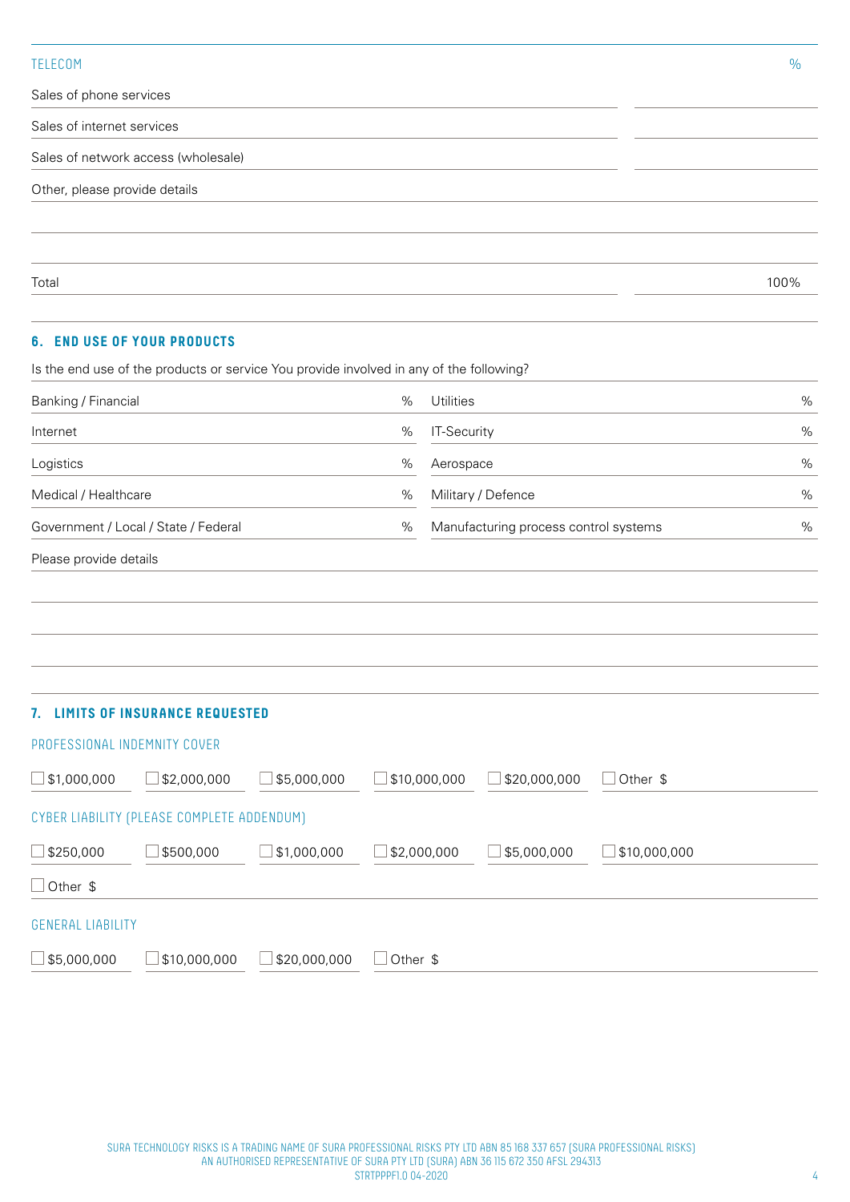| TELECOM | % |
|---|---|
| Sales of phone services | |
| Sales of internet services | |
| Sales of network access (wholesale) | |
| Other, please provide details | |
| | |
| | |
| Total | 100% |

## 6. END USE OF YOUR PRODUCTS

Is the end use of the products or service You provide involved in any of the following?

| | | | |
|---|---|---|---|
| Banking / Financial | % | Utilities | % |
| Internet | % | IT-Security | % |
| Logistics | % | Aerospace | % |
| Medical / Healthcare | % | Military / Defence | % |
| Government / Local / State / Federal | % | Manufacturing process control systems | % |

Please provide details

## 7. LIMITS OF INSURANCE REQUESTED

### PROFESSIONAL INDEMNITY COVER

☐ $1,000,000 ☐ $2,000,000 ☐ $5,000,000 ☐ $10,000,000 ☐ $20,000,000 ☐ Other $

### CYBER LIABILITY (PLEASE COMPLETE ADDENDUM)

☐ $250,000 ☐ $500,000 ☐ $1,000,000 ☐ $2,000,000 ☐ $5,000,000 ☐ $10,000,000

☐ Other $

### GENERAL LIABILITY

☐ $5,000,000 ☐ $10,000,000 ☐ $20,000,000 ☐ Other $

SURA TECHNOLOGY RISKS IS A TRADING NAME OF SURA PROFESSIONAL RISKS PTY LTD ABN 85 168 337 657 (SURA PROFESSIONAL RISKS)
AN AUTHORISED REPRESENTATIVE OF SURA PTY LTD (SURA) ABN 36 115 672 350 AFSL 294313
STRTPPPF1.0 04-2020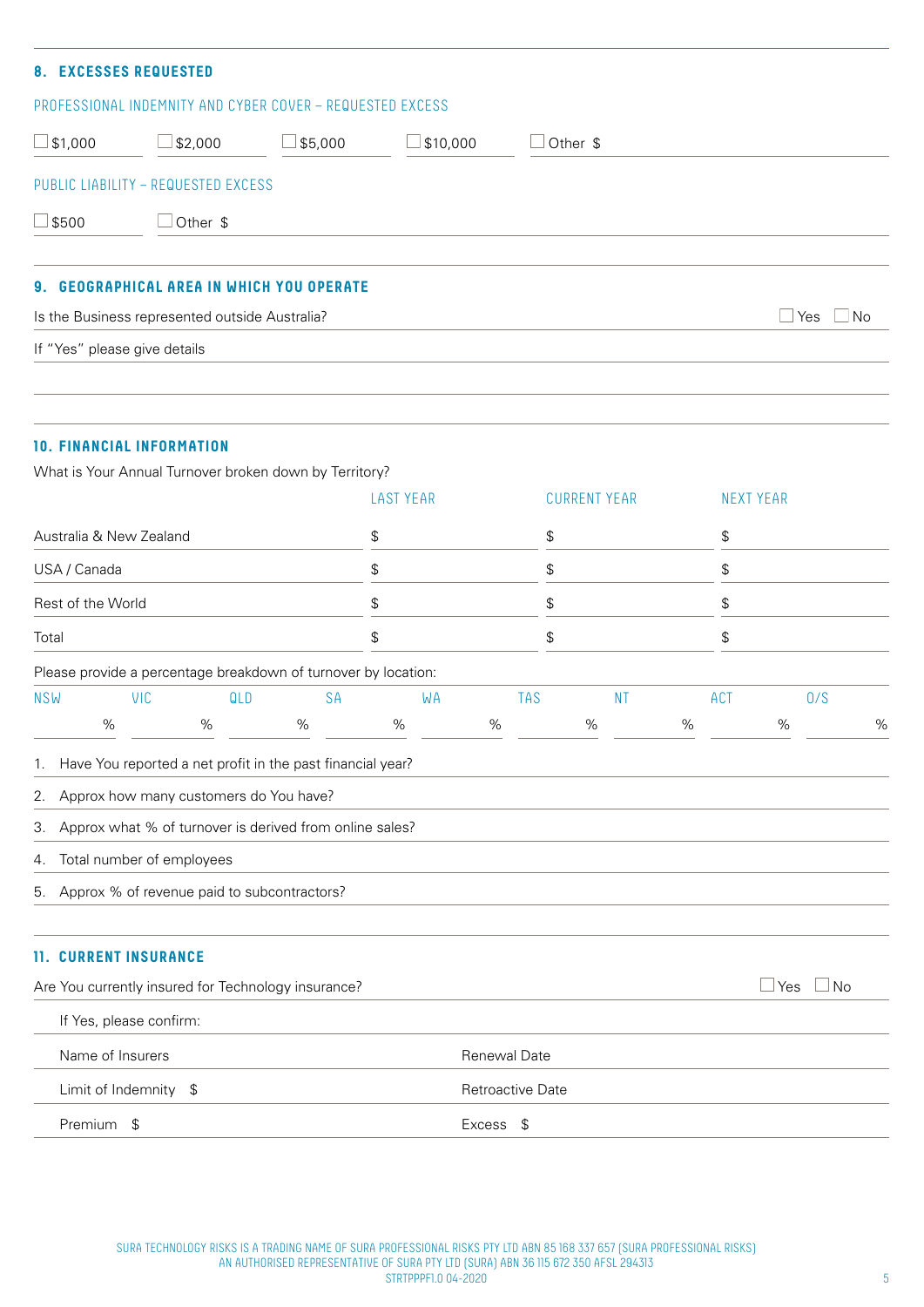## 8. EXCESSES REQUESTED

PROFESSIONAL INDEMNITY AND CYBER COVER – REQUESTED EXCESS

☐ $1,000 ☐ $2,000 ☐ $5,000 ☐ $10,000 ☐ Other $

PUBLIC LIABILITY – REQUESTED EXCESS

☐ $500 ☐ Other $

## 9. GEOGRAPHICAL AREA IN WHICH YOU OPERATE

Is the Business represented outside Australia? ☐ Yes ☐ No

If "Yes" please give details

## 10. FINANCIAL INFORMATION

What is Your Annual Turnover broken down by Territory?

| | LAST YEAR | CURRENT YEAR | NEXT YEAR |
|---|---|---|---|
| Australia & New Zealand | $ | $ | $ |
| USA / Canada | $ | $ | $ |
| Rest of the World | $ | $ | $ |
| Total | $ | $ | $ |

Please provide a percentage breakdown of turnover by location:

| NSW | VIC | QLD | SA | WA | TAS | NT | ACT | O/S |
|---|---|---|---|---|---|---|---|---|
| % | % | % | % | % | % | % | % | % |

1. Have You reported a net profit in the past financial year?
2. Approx how many customers do You have?
3. Approx what % of turnover is derived from online sales?
4. Total number of employees
5. Approx % of revenue paid to subcontractors?

## 11. CURRENT INSURANCE

Are You currently insured for Technology insurance? ☐ Yes ☐ No

If Yes, please confirm:

| | |
|---|---|
| Name of Insurers | Renewal Date |
| Limit of Indemnity $ | Retroactive Date |
| Premium $ | Excess $ |

SURA TECHNOLOGY RISKS IS A TRADING NAME OF SURA PROFESSIONAL RISKS PTY LTD ABN 85 168 337 657 (SURA PROFESSIONAL RISKS) AN AUTHORISED REPRESENTATIVE OF SURA PTY LTD (SURA) ABN 36 115 672 350 AFSL 294313
STRTPPPF1.0 04-2020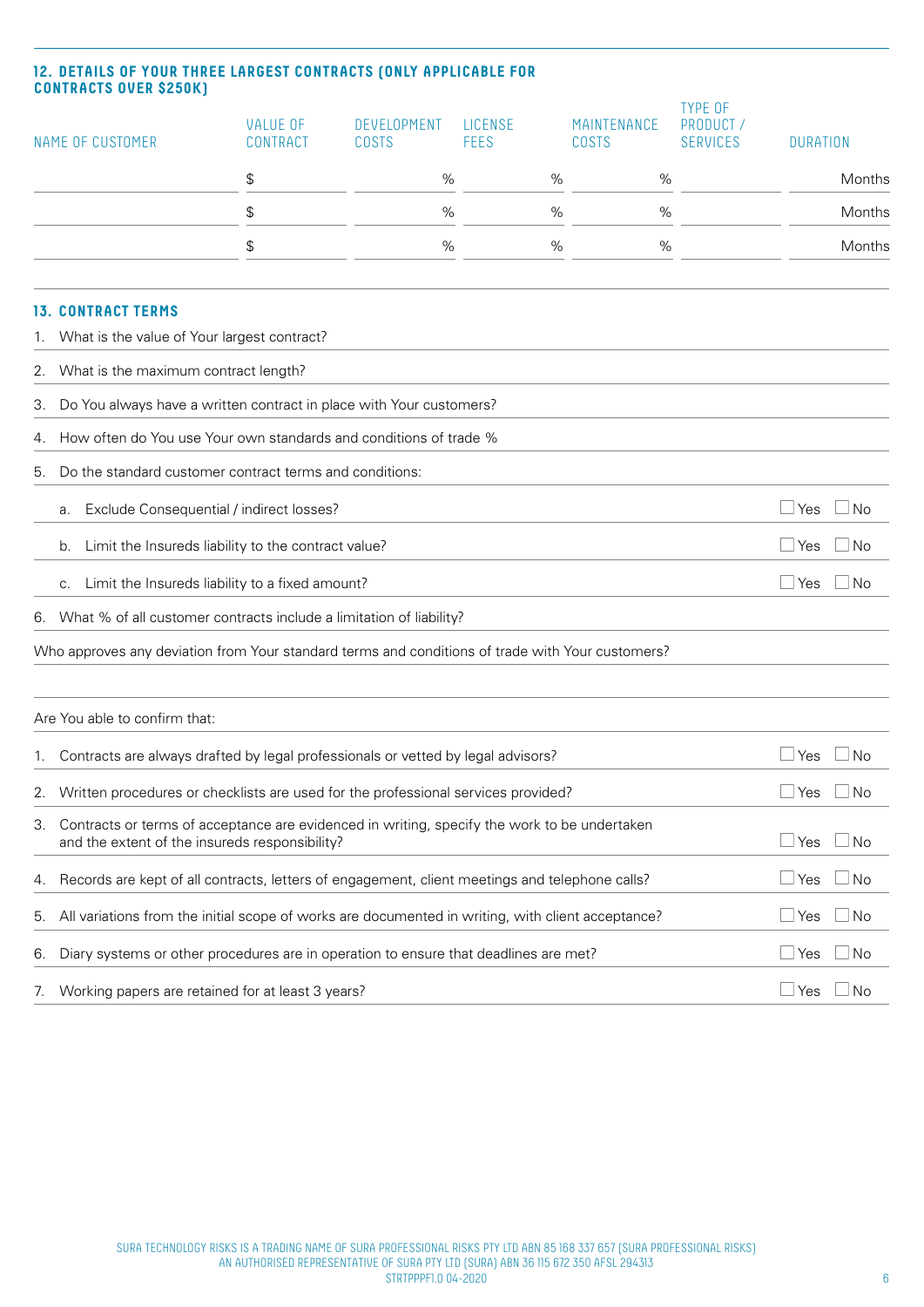## 12. DETAILS OF YOUR THREE LARGEST CONTRACTS (ONLY APPLICABLE FOR CONTRACTS OVER $250K)

| NAME OF CUSTOMER | VALUE OF CONTRACT | DEVELOPMENT COSTS | LICENSE FEES | MAINTENANCE COSTS | TYPE OF PRODUCT / SERVICES | DURATION |
|---|---|---|---|---|---|---|
| | $ | % | % | % | | Months |
| | $ | % | % | % | | Months |
| | $ | % | % | % | | Months |

## 13. CONTRACT TERMS

1. What is the value of Your largest contract?
2. What is the maximum contract length?
3. Do You always have a written contract in place with Your customers?
4. How often do You use Your own standards and conditions of trade %
5. Do the standard customer contract terms and conditions:
   a. Exclude Consequential / indirect losses? ☐ Yes ☐ No
   b. Limit the Insureds liability to the contract value? ☐ Yes ☐ No
   c. Limit the Insureds liability to a fixed amount? ☐ Yes ☐ No
6. What % of all customer contracts include a limitation of liability?

Who approves any deviation from Your standard terms and conditions of trade with Your customers?

Are You able to confirm that:

1. Contracts are always drafted by legal professionals or vetted by legal advisors? ☐ Yes ☐ No
2. Written procedures or checklists are used for the professional services provided? ☐ Yes ☐ No
3. Contracts or terms of acceptance are evidenced in writing, specify the work to be undertaken and the extent of the insureds responsibility? ☐ Yes ☐ No
4. Records are kept of all contracts, letters of engagement, client meetings and telephone calls? ☐ Yes ☐ No
5. All variations from the initial scope of works are documented in writing, with client acceptance? ☐ Yes ☐ No
6. Diary systems or other procedures are in operation to ensure that deadlines are met? ☐ Yes ☐ No
7. Working papers are retained for at least 3 years? ☐ Yes ☐ No

SURA TECHNOLOGY RISKS IS A TRADING NAME OF SURA PROFESSIONAL RISKS PTY LTD ABN 85 168 337 657 (SURA PROFESSIONAL RISKS) AN AUTHORISED REPRESENTATIVE OF SURA PTY LTD (SURA) ABN 36 115 672 350 AFSL 294313
STRTPPPF1.0 04-2020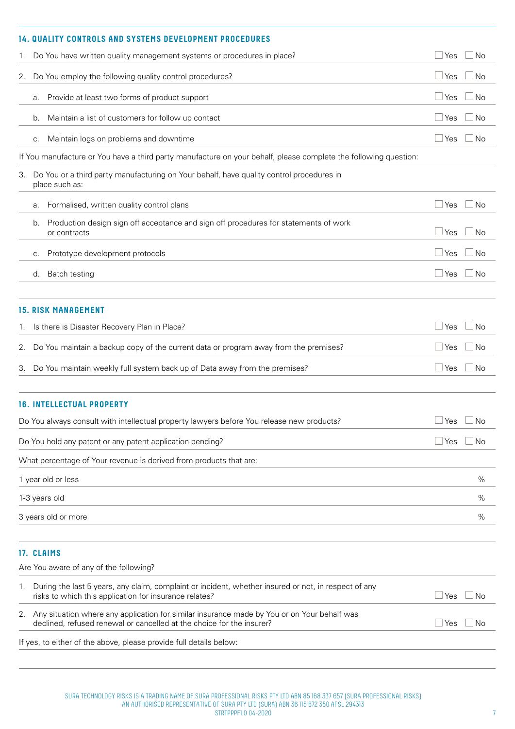## 14. QUALITY CONTROLS AND SYSTEMS DEVELOPMENT PROCEDURES

| | |
|---|---|
| 1. Do You have written quality management systems or procedures in place? | ☐ Yes ☐ No |
| 2. Do You employ the following quality control procedures? | ☐ Yes ☐ No |
| a. Provide at least two forms of product support | ☐ Yes ☐ No |
| b. Maintain a list of customers for follow up contact | ☐ Yes ☐ No |
| c. Maintain logs on problems and downtime | ☐ Yes ☐ No |

If You manufacture or You have a third party manufacture on your behalf, please complete the following question:

| | |
|---|---|
| 3. Do You or a third party manufacturing on Your behalf, have quality control procedures in place such as: | |
| a. Formalised, written quality control plans | ☐ Yes ☐ No |
| b. Production design sign off acceptance and sign off procedures for statements of work or contracts | ☐ Yes ☐ No |
| c. Prototype development protocols | ☐ Yes ☐ No |
| d. Batch testing | ☐ Yes ☐ No |

## 15. RISK MANAGEMENT

| | |
|---|---|
| 1. Is there is Disaster Recovery Plan in Place? | ☐ Yes ☐ No |
| 2. Do You maintain a backup copy of the current data or program away from the premises? | ☐ Yes ☐ No |
| 3. Do You maintain weekly full system back up of Data away from the premises? | ☐ Yes ☐ No |

## 16. INTELLECTUAL PROPERTY

| | |
|---|---|
| Do You always consult with intellectual property lawyers before You release new products? | ☐ Yes ☐ No |
| Do You hold any patent or any patent application pending? | ☐ Yes ☐ No |

What percentage of Your revenue is derived from products that are:

| | |
|---|---|
| 1 year old or less | % |
| 1-3 years old | % |
| 3 years old or more | % |

## 17. CLAIMS

Are You aware of any of the following?

| | |
|---|---|
| 1. During the last 5 years, any claim, complaint or incident, whether insured or not, in respect of any risks to which this application for insurance relates? | ☐ Yes ☐ No |
| 2. Any situation where any application for similar insurance made by You or on Your behalf was declined, refused renewal or cancelled at the choice for the insurer? | ☐ Yes ☐ No |

If yes, to either of the above, please provide full details below:

SURA TECHNOLOGY RISKS IS A TRADING NAME OF SURA PROFESSIONAL RISKS PTY LTD ABN 85 168 337 657 (SURA PROFESSIONAL RISKS) AN AUTHORISED REPRESENTATIVE OF SURA PTY LTD (SURA) ABN 36 115 672 350 AFSL 294313
STRTPPPF1.0 04-2020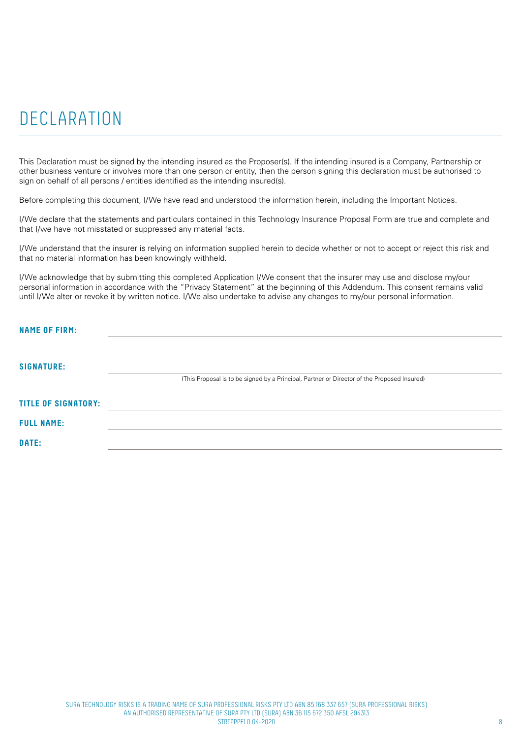# DECLARATION

This Declaration must be signed by the intending insured as the Proposer(s). If the intending insured is a Company, Partnership or other business venture or involves more than one person or entity, then the person signing this declaration must be authorised to sign on behalf of all persons / entities identified as the intending insured(s).

Before completing this document, I/We have read and understood the information herein, including the Important Notices.

I/We declare that the statements and particulars contained in this Technology Insurance Proposal Form are true and complete and that I/we have not misstated or suppressed any material facts.

I/We understand that the insurer is relying on information supplied herein to decide whether or not to accept or reject this risk and that no material information has been knowingly withheld.

I/We acknowledge that by submitting this completed Application I/We consent that the insurer may use and disclose my/our personal information in accordance with the "Privacy Statement" at the beginning of this Addendum. This consent remains valid until I/We alter or revoke it by written notice. I/We also undertake to advise any changes to my/our personal information.

**NAME OF FIRM:** ______________________________

**SIGNATURE:** ______________________________

(This Proposal is to be signed by a Principal, Partner or Director of the Proposed Insured)

**TITLE OF SIGNATORY:** ______________________________

**FULL NAME:** ______________________________

**DATE:** ______________________________

SURA TECHNOLOGY RISKS IS A TRADING NAME OF SURA PROFESSIONAL RISKS PTY LTD ABN 85 168 337 657 (SURA PROFESSIONAL RISKS)
AN AUTHORISED REPRESENTATIVE OF SURA PTY LTD (SURA) ABN 36 115 672 350 AFSL 294313
STRTPPPF1.0 04-2020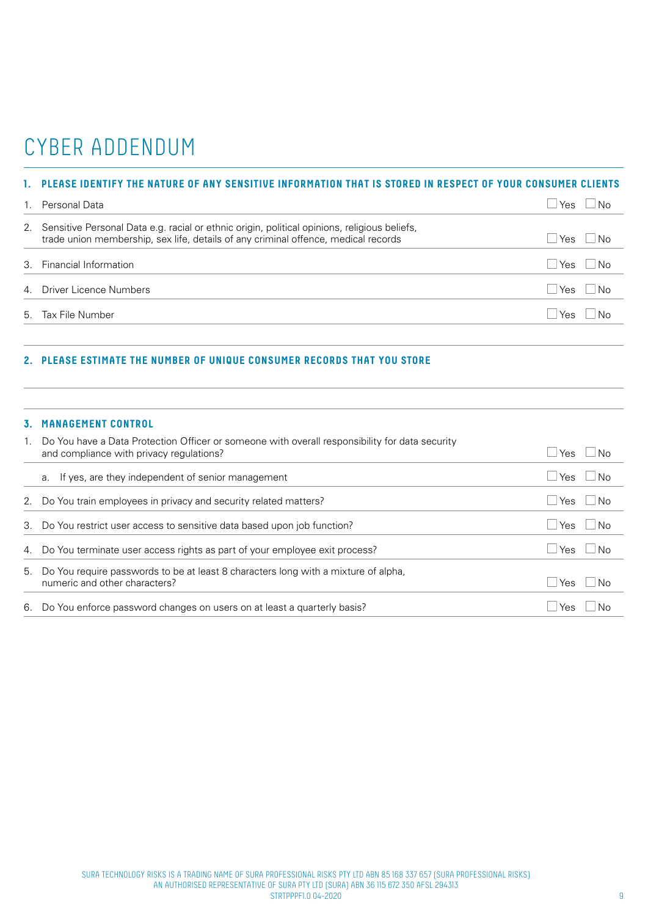# CYBER ADDENDUM

## 1. PLEASE IDENTIFY THE NATURE OF ANY SENSITIVE INFORMATION THAT IS STORED IN RESPECT OF YOUR CONSUMER CLIENTS

| | | |
|---|---|---|
| 1. | Personal Data | ☐ Yes ☐ No |
| 2. | Sensitive Personal Data e.g. racial or ethnic origin, political opinions, religious beliefs, trade union membership, sex life, details of any criminal offence, medical records | ☐ Yes ☐ No |
| 3. | Financial Information | ☐ Yes ☐ No |
| 4. | Driver Licence Numbers | ☐ Yes ☐ No |
| 5. | Tax File Number | ☐ Yes ☐ No |

## 2. PLEASE ESTIMATE THE NUMBER OF UNIQUE CONSUMER RECORDS THAT YOU STORE

## 3. MANAGEMENT CONTROL

| | | |
|---|---|---|
| 1. | Do You have a Data Protection Officer or someone with overall responsibility for data security and compliance with privacy regulations? | ☐ Yes ☐ No |
| | a. If yes, are they independent of senior management | ☐ Yes ☐ No |
| 2. | Do You train employees in privacy and security related matters? | ☐ Yes ☐ No |
| 3. | Do You restrict user access to sensitive data based upon job function? | ☐ Yes ☐ No |
| 4. | Do You terminate user access rights as part of your employee exit process? | ☐ Yes ☐ No |
| 5. | Do You require passwords to be at least 8 characters long with a mixture of alpha, numeric and other characters? | ☐ Yes ☐ No |
| 6. | Do You enforce password changes on users on at least a quarterly basis? | ☐ Yes ☐ No |

SURA TECHNOLOGY RISKS IS A TRADING NAME OF SURA PROFESSIONAL RISKS PTY LTD ABN 85 168 337 657 (SURA PROFESSIONAL RISKS)
AN AUTHORISED REPRESENTATIVE OF SURA PTY LTD (SURA) ABN 36 115 672 350 AFSL 294313
STRTPPPF1.0 04-2020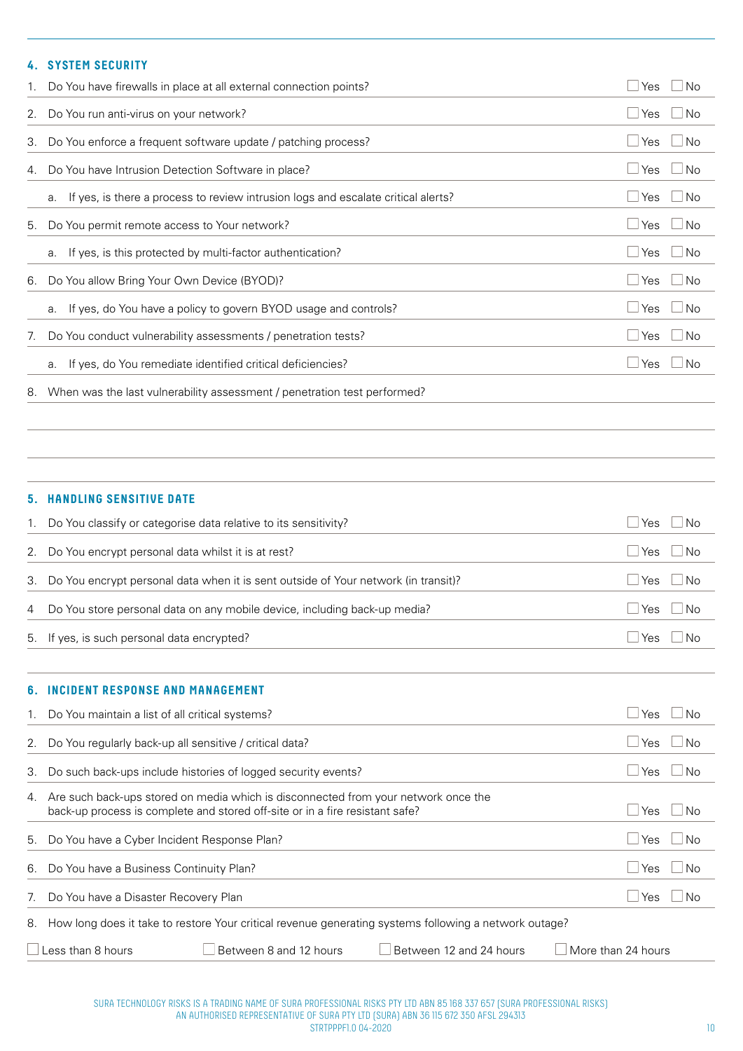## 4. SYSTEM SECURITY

1. Do You have firewalls in place at all external connection points? ☐ Yes ☐ No
2. Do You run anti-virus on your network? ☐ Yes ☐ No
3. Do You enforce a frequent software update / patching process? ☐ Yes ☐ No
4. Do You have Intrusion Detection Software in place? ☐ Yes ☐ No
   a. If yes, is there a process to review intrusion logs and escalate critical alerts? ☐ Yes ☐ No
5. Do You permit remote access to Your network? ☐ Yes ☐ No
   a. If yes, is this protected by multi-factor authentication? ☐ Yes ☐ No
6. Do You allow Bring Your Own Device (BYOD)? ☐ Yes ☐ No
   a. If yes, do You have a policy to govern BYOD usage and controls? ☐ Yes ☐ No
7. Do You conduct vulnerability assessments / penetration tests? ☐ Yes ☐ No
   a. If yes, do You remediate identified critical deficiencies? ☐ Yes ☐ No
8. When was the last vulnerability assessment / penetration test performed?

________________________________________

________________________________________

## 5. HANDLING SENSITIVE DATE

1. Do You classify or categorise data relative to its sensitivity? ☐ Yes ☐ No
2. Do You encrypt personal data whilst it is at rest? ☐ Yes ☐ No
3. Do You encrypt personal data when it is sent outside of Your network (in transit)? ☐ Yes ☐ No
4 Do You store personal data on any mobile device, including back-up media? ☐ Yes ☐ No
5. If yes, is such personal data encrypted? ☐ Yes ☐ No

## 6. INCIDENT RESPONSE AND MANAGEMENT

1. Do You maintain a list of all critical systems? ☐ Yes ☐ No
2. Do You regularly back-up all sensitive / critical data? ☐ Yes ☐ No
3. Do such back-ups include histories of logged security events? ☐ Yes ☐ No
4. Are such back-ups stored on media which is disconnected from your network once the back-up process is complete and stored off-site or in a fire resistant safe? ☐ Yes ☐ No
5. Do You have a Cyber Incident Response Plan? ☐ Yes ☐ No
6. Do You have a Business Continuity Plan? ☐ Yes ☐ No
7. Do You have a Disaster Recovery Plan ☐ Yes ☐ No
8. How long does it take to restore Your critical revenue generating systems following a network outage?

☐ Less than 8 hours ☐ Between 8 and 12 hours ☐ Between 12 and 24 hours ☐ More than 24 hours

SURA TECHNOLOGY RISKS IS A TRADING NAME OF SURA PROFESSIONAL RISKS PTY LTD ABN 85 168 337 657 (SURA PROFESSIONAL RISKS)
AN AUTHORISED REPRESENTATIVE OF SURA PTY LTD (SURA) ABN 36 115 672 350 AFSL 294313
STRTPPPF1.0 04-2020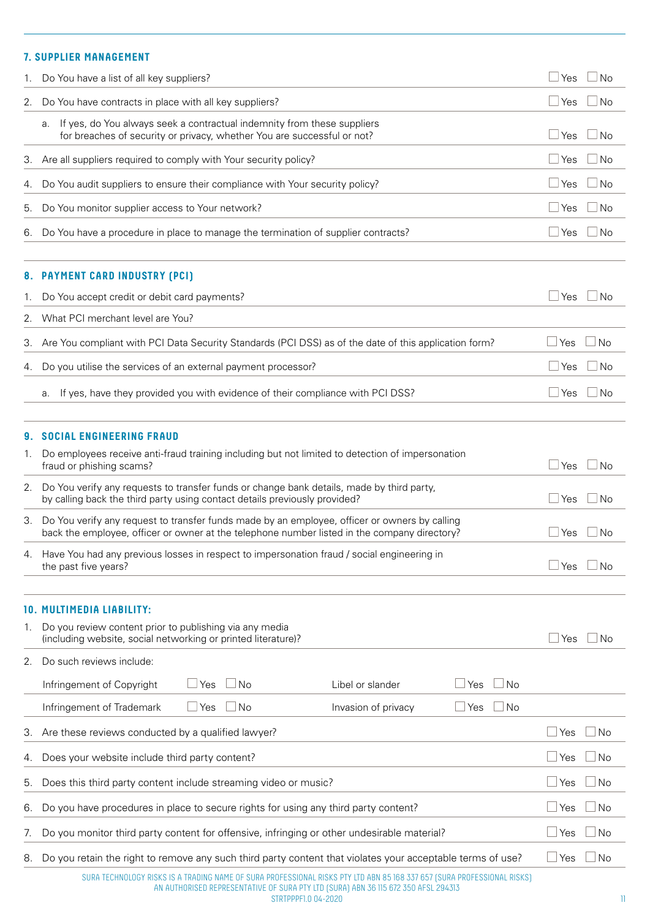### 7. SUPPLIER MANAGEMENT

1. Do You have a list of all key suppliers? ☐ Yes ☐ No
2. Do You have contracts in place with all key suppliers? ☐ Yes ☐ No
   a. If yes, do You always seek a contractual indemnity from these suppliers for breaches of security or privacy, whether You are successful or not? ☐ Yes ☐ No
3. Are all suppliers required to comply with Your security policy? ☐ Yes ☐ No
4. Do You audit suppliers to ensure their compliance with Your security policy? ☐ Yes ☐ No
5. Do You monitor supplier access to Your network? ☐ Yes ☐ No
6. Do You have a procedure in place to manage the termination of supplier contracts? ☐ Yes ☐ No

### 8. PAYMENT CARD INDUSTRY (PCI)

1. Do You accept credit or debit card payments? ☐ Yes ☐ No
2. What PCI merchant level are You?
3. Are You compliant with PCI Data Security Standards (PCI DSS) as of the date of this application form? ☐ Yes ☐ No
4. Do you utilise the services of an external payment processor? ☐ Yes ☐ No
   a. If yes, have they provided you with evidence of their compliance with PCI DSS? ☐ Yes ☐ No

### 9. SOCIAL ENGINEERING FRAUD

1. Do employees receive anti-fraud training including but not limited to detection of impersonation fraud or phishing scams? ☐ Yes ☐ No
2. Do You verify any requests to transfer funds or change bank details, made by third party, by calling back the third party using contact details previously provided? ☐ Yes ☐ No
3. Do You verify any request to transfer funds made by an employee, officer or owners by calling back the employee, officer or owner at the telephone number listed in the company directory? ☐ Yes ☐ No
4. Have You had any previous losses in respect to impersonation fraud / social engineering in the past five years? ☐ Yes ☐ No

### 10. MULTIMEDIA LIABILITY:

1. Do you review content prior to publishing via any media (including website, social networking or printed literature)? ☐ Yes ☐ No
2. Do such reviews include:

| | | | |
|---|---|---|---|
| Infringement of Copyright | ☐ Yes ☐ No | Libel or slander | ☐ Yes ☐ No |
| Infringement of Trademark | ☐ Yes ☐ No | Invasion of privacy | ☐ Yes ☐ No |

3. Are these reviews conducted by a qualified lawyer? ☐ Yes ☐ No
4. Does your website include third party content? ☐ Yes ☐ No
5. Does this third party content include streaming video or music? ☐ Yes ☐ No
6. Do you have procedures in place to secure rights for using any third party content? ☐ Yes ☐ No
7. Do you monitor third party content for offensive, infringing or other undesirable material? ☐ Yes ☐ No
8. Do you retain the right to remove any such third party content that violates your acceptable terms of use? ☐ Yes ☐ No

SURA TECHNOLOGY RISKS IS A TRADING NAME OF SURA PROFESSIONAL RISKS PTY LTD ABN 85 168 337 657 (SURA PROFESSIONAL RISKS) AN AUTHORISED REPRESENTATIVE OF SURA PTY LTD (SURA) ABN 36 115 672 350 AFSL 294313
STRTPPPF1.0 04-2020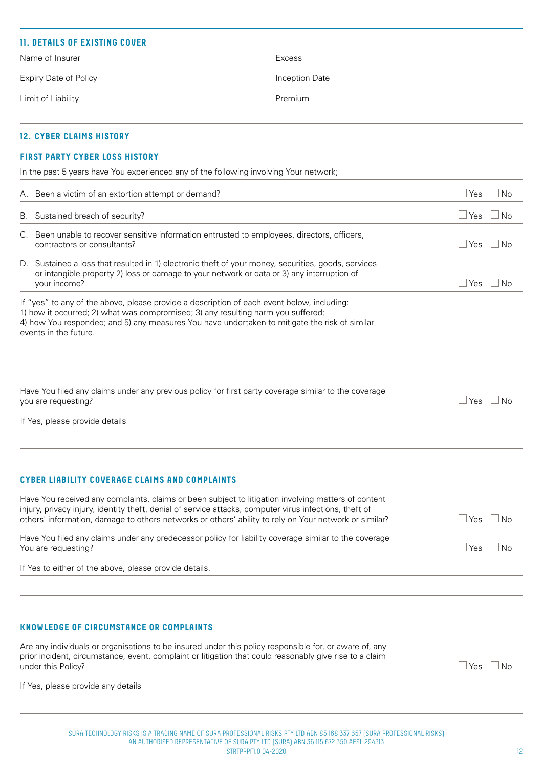## 11. DETAILS OF EXISTING COVER

| | |
|---|---|
| Name of Insurer | Excess |
| Expiry Date of Policy | Inception Date |
| Limit of Liability | Premium |

## 12. CYBER CLAIMS HISTORY

### FIRST PARTY CYBER LOSS HISTORY

In the past 5 years have You experienced any of the following involving Your network;

A. Been a victim of an extortion attempt or demand? ☐ Yes ☐ No

B. Sustained breach of security? ☐ Yes ☐ No

C. Been unable to recover sensitive information entrusted to employees, directors, officers, contractors or consultants? ☐ Yes ☐ No

D. Sustained a loss that resulted in 1) electronic theft of your money, securities, goods, services or intangible property 2) loss or damage to your network or data or 3) any interruption of your income? ☐ Yes ☐ No

If "yes" to any of the above, please provide a description of each event below, including:
1) how it occurred; 2) what was compromised; 3) any resulting harm you suffered;
4) how You responded; and 5) any measures You have undertaken to mitigate the risk of similar events in the future.

Have You filed any claims under any previous policy for first party coverage similar to the coverage you are requesting? ☐ Yes ☐ No

If Yes, please provide details

### CYBER LIABILITY COVERAGE CLAIMS AND COMPLAINTS

Have You received any complaints, claims or been subject to litigation involving matters of content injury, privacy injury, identity theft, denial of service attacks, computer virus infections, theft of others' information, damage to others networks or others' ability to rely on Your network or similar? ☐ Yes ☐ No

Have You filed any claims under any predecessor policy for liability coverage similar to the coverage You are requesting? ☐ Yes ☐ No

If Yes to either of the above, please provide details.

### KNOWLEDGE OF CIRCUMSTANCE OR COMPLAINTS

Are any individuals or organisations to be insured under this policy responsible for, or aware of, any prior incident, circumstance, event, complaint or litigation that could reasonably give rise to a claim under this Policy? ☐ Yes ☐ No

If Yes, please provide any details

SURA TECHNOLOGY RISKS IS A TRADING NAME OF SURA PROFESSIONAL RISKS PTY LTD ABN 85 168 337 657 (SURA PROFESSIONAL RISKS)
AN AUTHORISED REPRESENTATIVE OF SURA PTY LTD (SURA) ABN 36 115 672 350 AFSL 294313
STRTPPPF1.0 04-2020